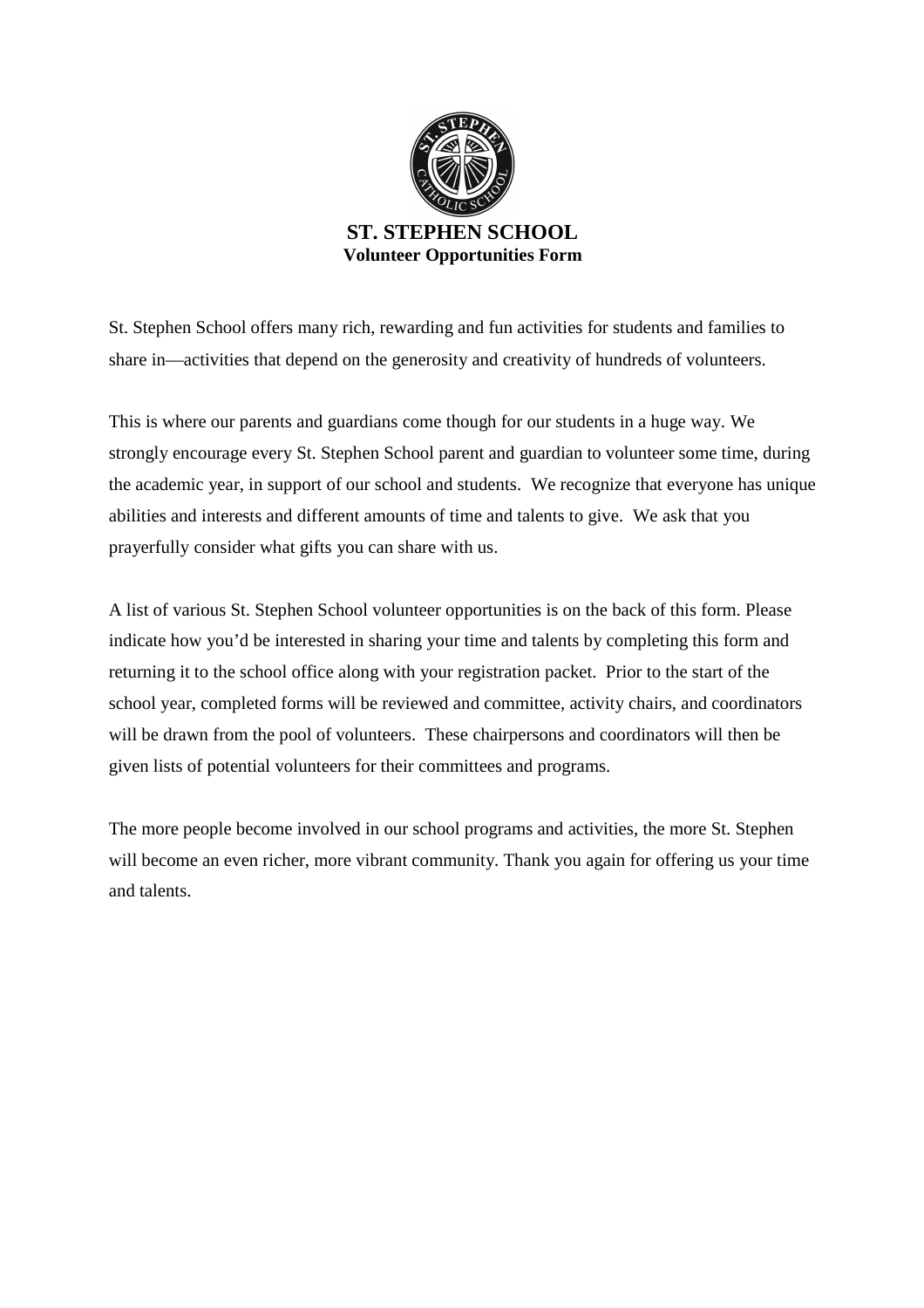# ST. STEPHEN SCHOOL

## Volunteer Opportunities Form

St. Stephen School offers many rich, rewarding and fun activities for students and families to share in—activities that depend on the generosity and creativity of hundreds of volunteers.

This is where our parents and guardians come though for our students in a huge way. We strongly encourage every St. Stephen School parent and guardian to volunteer some time, during the academic year, in support of our school and students. We recognize that everyone has unique abilities and interests and different amounts of time and talents to give. We ask that you prayerfully consider what gifts you can share with us.

A list of various St. Stephen School volunteer opportunities is on the back of this form. Please indicate how you'd be interested in sharing your time and talents by completing this form and returning it to the school office along with your registration packet. Prior to the start of the school year, completed forms will be reviewed and committee, activity chairs, and coordinators will be drawn from the pool of volunteers. These chairpersons and coordinators will then be given lists of potential volunteers for their committees and programs.

The more people become involved in our school programs and activities, the more St. Stephen will become an even richer, more vibrant community. Thank you again for offering us your time and talents.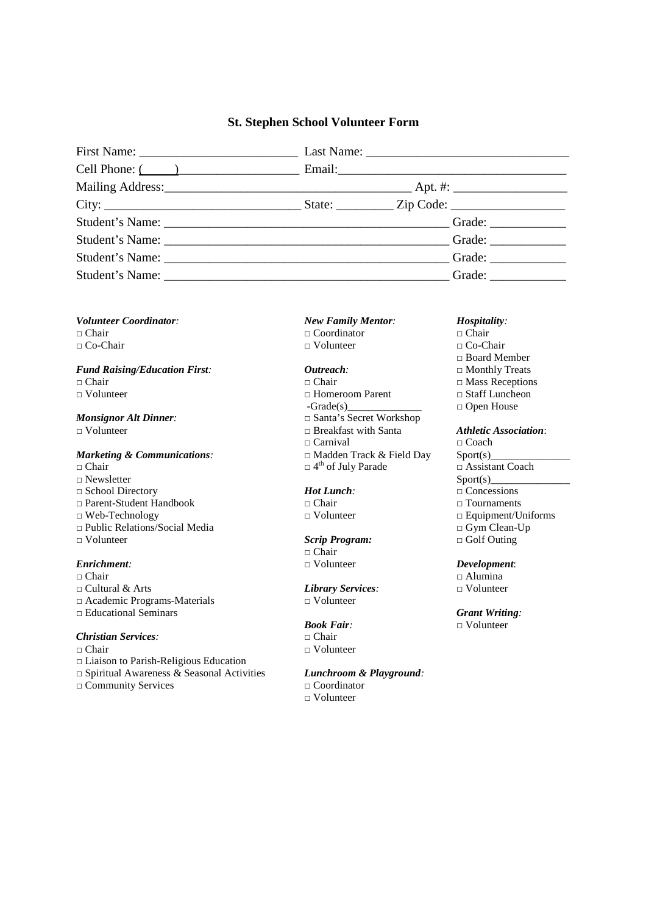# St. Stephen School Volunteer Form

First Name: ________________________ Last Name: ______________________________
Cell Phone: (_____)__________________ Email:__________________________________
Mailing Address:______________________________________ Apt. #: _________________
City: ______________________________ State: _________ Zip Code: _________________
Student's Name: __________________________________________ Grade: ___________
Student's Name: __________________________________________ Grade: ___________
Student's Name: __________________________________________ Grade: ___________
Student's Name: __________________________________________ Grade: ___________

***Volunteer Coordinator:***
□ Chair
□ Co-Chair

***Fund Raising/Education First:***
□ Chair
□ Volunteer

***Monsignor Alt Dinner:***
□ Volunteer

***Marketing & Communications:***
□ Chair
□ Newsletter
□ School Directory
□ Parent-Student Handbook
□ Web-Technology
□ Public Relations/Social Media
□ Volunteer

***Enrichment:***
□ Chair
□ Cultural & Arts
□ Academic Programs-Materials
□ Educational Seminars

***Christian Services:***
□ Chair
□ Liaison to Parish-Religious Education
□ Spiritual Awareness & Seasonal Activities
□ Community Services

***New Family Mentor:***
□ Coordinator
□ Volunteer

***Outreach:***
□ Chair
□ Homeroom Parent
-Grade(s)______________
□ Santa's Secret Workshop
□ Breakfast with Santa
□ Carnival
□ Madden Track & Field Day
□ 4th of July Parade

***Hot Lunch:***
□ Chair
□ Volunteer

***Scrip Program:***
□ Chair
□ Volunteer

***Library Services:***
□ Volunteer

***Book Fair:***
□ Chair
□ Volunteer

***Lunchroom & Playground:***
□ Coordinator
□ Volunteer

***Hospitality:***
□ Chair
□ Co-Chair
□ Board Member
□ Monthly Treats
□ Mass Receptions
□ Staff Luncheon
□ Open House

***Athletic Association:***
□ Coach
Sport(s)_______________
□ Assistant Coach
Sport(s)_______________
□ Concessions
□ Tournaments
□ Equipment/Uniforms
□ Gym Clean-Up
□ Golf Outing

***Development:***
□ Alumina
□ Volunteer

***Grant Writing:***
□ Volunteer